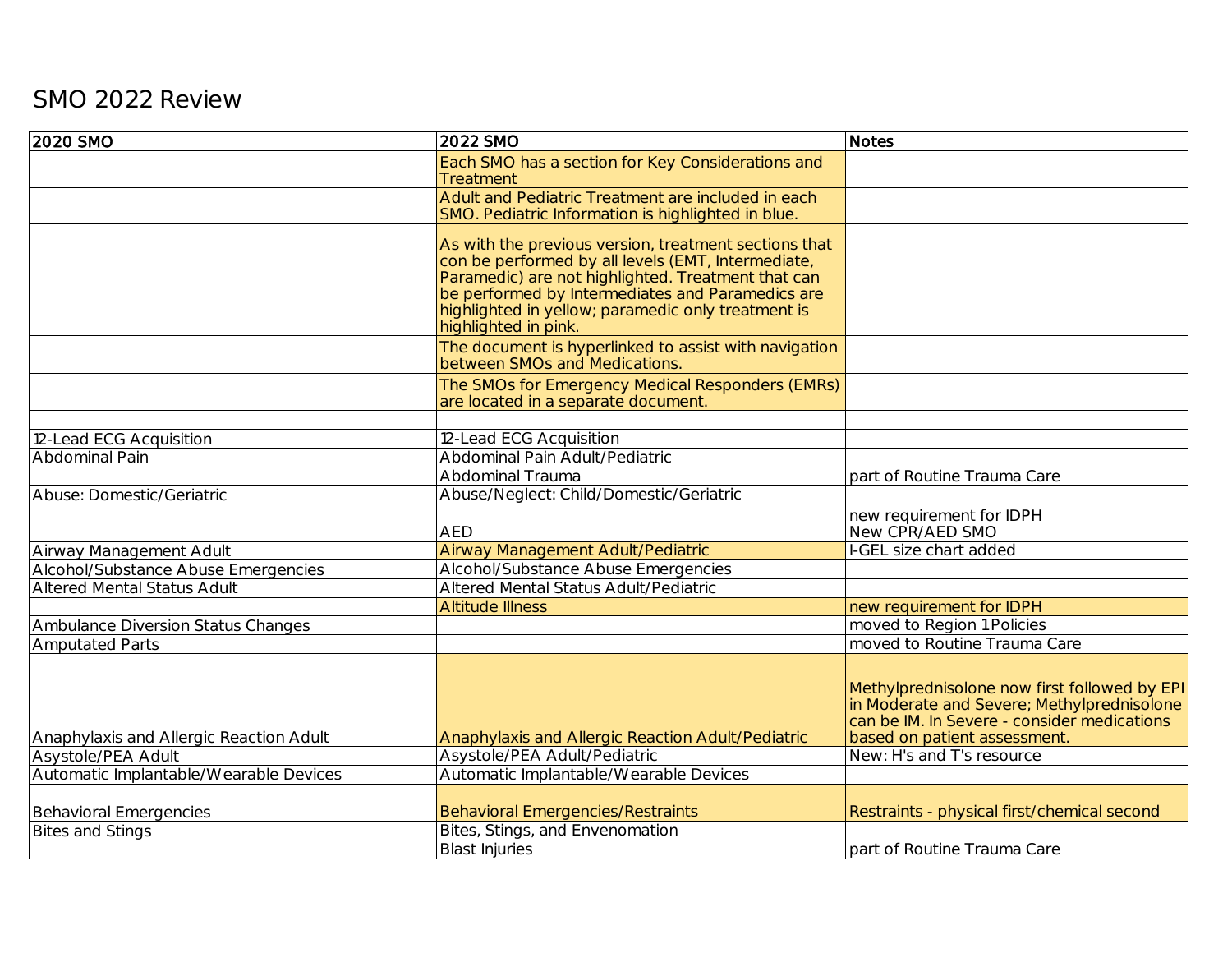# SMO 2022 Review

| 2020 SMO | 2022 SMO | Notes |
|---|---|---|
| | Each SMO has a section for Key Considerations and Treatment | |
| | Adult and Pediatric Treatment are included in each SMO. Pediatric Information is highlighted in blue. | |
| | As with the previous version, treatment sections that con be performed by all levels (EMT, Intermediate, Paramedic) are not highlighted. Treatment that can be performed by Intermediates and Paramedics are highlighted in yellow; paramedic only treatment is highlighted in pink. | |
| | The document is hyperlinked to assist with navigation between SMOs and Medications. | |
| | The SMOs for Emergency Medical Responders (EMRs) are located in a separate document. | |
| | | |
| 12-Lead ECG Acquisition | 12-Lead ECG Acquisition | |
| Abdominal Pain | Abdominal Pain Adult/Pediatric | |
| | Abdominal Trauma | part of Routine Trauma Care |
| Abuse: Domestic/Geriatric | Abuse/Neglect: Child/Domestic/Geriatric | |
| | AED | new requirement for IDPH<br>New CPR/AED SMO |
| Airway Management Adult | Airway Management Adult/Pediatric | I-GEL size chart added |
| Alcohol/Substance Abuse Emergencies | Alcohol/Substance Abuse Emergencies | |
| Altered Mental Status Adult | Altered Mental Status Adult/Pediatric | |
| | Altitude Illness | new requirement for IDPH |
| Ambulance Diversion Status Changes | | moved to Region 1 Policies |
| Amputated Parts | | moved to Routine Trauma Care |
| Anaphylaxis and Allergic Reaction Adult | Anaphylaxis and Allergic Reaction Adult/Pediatric | Methylprednisolone now first followed by EPI in Moderate and Severe; Methylprednisolone can be IM. In Severe - consider medications based on patient assessment. |
| Asystole/PEA Adult | Asystole/PEA Adult/Pediatric | New: H's and T's resource |
| Automatic Implantable/Wearable Devices | Automatic Implantable/Wearable Devices | |
| Behavioral Emergencies | Behavioral Emergencies/Restraints | Restraints - physical first/chemical second |
| Bites and Stings | Bites, Stings, and Envenomation | |
| | Blast Injuries | part of Routine Trauma Care |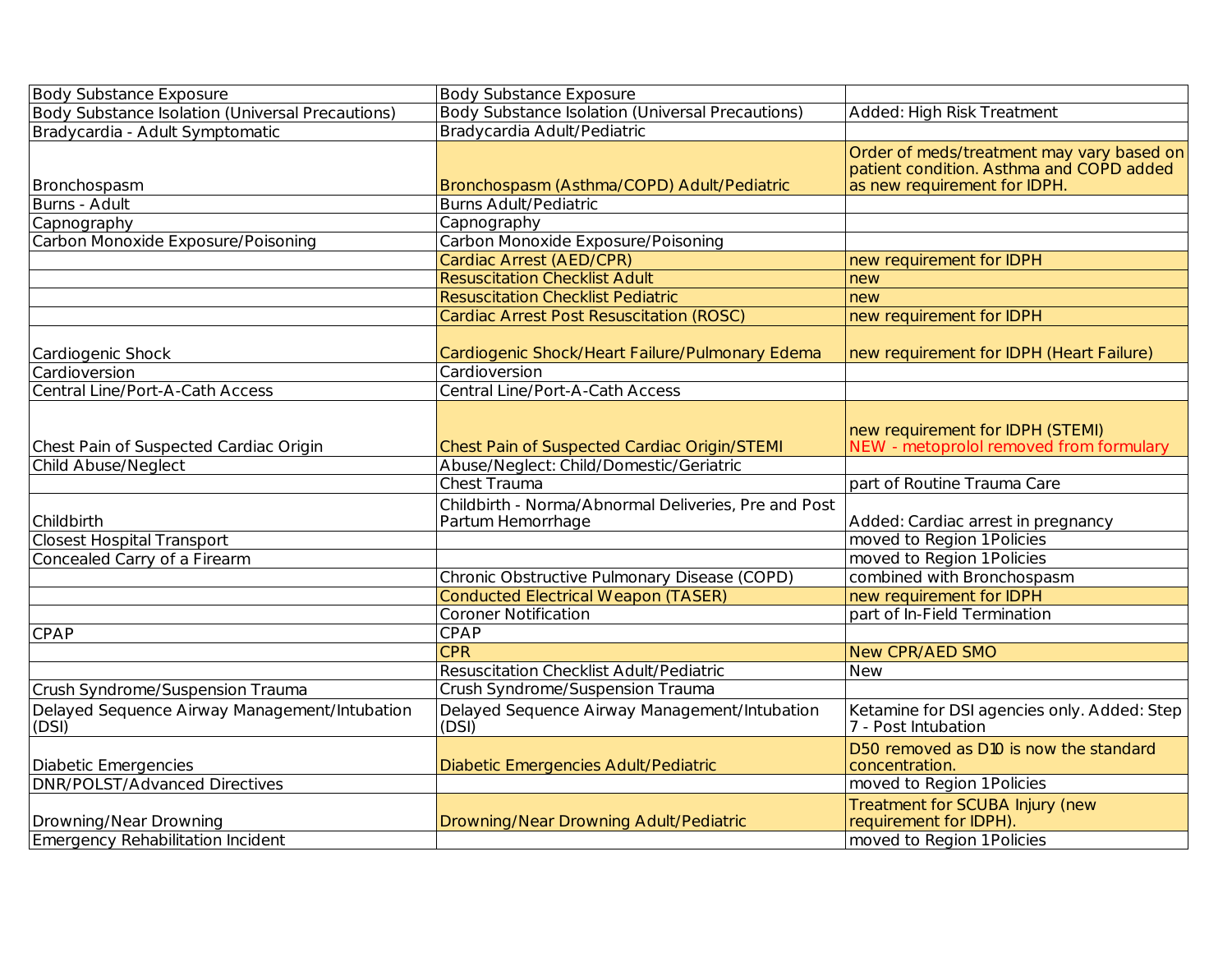| | | |
|---|---|---|
| Body Substance Exposure | Body Substance Exposure | |
| Body Substance Isolation (Universal Precautions) | Body Substance Isolation (Universal Precautions) | Added: High Risk Treatment |
| Bradycardia - Adult Symptomatic | Bradycardia Adult/Pediatric | |
| Bronchospasm | Bronchospasm (Asthma/COPD) Adult/Pediatric | Order of meds/treatment may vary based on patient condition. Asthma and COPD added as new requirement for IDPH. |
| Burns - Adult | Burns Adult/Pediatric | |
| Capnography | Capnography | |
| Carbon Monoxide Exposure/Poisoning | Carbon Monoxide Exposure/Poisoning | |
| | Cardiac Arrest (AED/CPR) | new requirement for IDPH |
| | Resuscitation Checklist Adult | new |
| | Resuscitation Checklist Pediatric | new |
| | Cardiac Arrest Post Resuscitation (ROSC) | new requirement for IDPH |
| Cardiogenic Shock | Cardiogenic Shock/Heart Failure/Pulmonary Edema | new requirement for IDPH (Heart Failure) |
| Cardioversion | Cardioversion | |
| Central Line/Port-A-Cath Access | Central Line/Port-A-Cath Access | |
| Chest Pain of Suspected Cardiac Origin | Chest Pain of Suspected Cardiac Origin/STEMI | new requirement for IDPH (STEMI) NEW - metoprolol removed from formulary |
| Child Abuse/Neglect | Abuse/Neglect: Child/Domestic/Geriatric | |
| | Chest Trauma | part of Routine Trauma Care |
| Childbirth | Childbirth - Norma/Abnormal Deliveries, Pre and Post Partum Hemorrhage | Added: Cardiac arrest in pregnancy |
| Closest Hospital Transport | | moved to Region 1 Policies |
| Concealed Carry of a Firearm | | moved to Region 1 Policies |
| | Chronic Obstructive Pulmonary Disease (COPD) | combined with Bronchospasm |
| | Conducted Electrical Weapon (TASER) | new requirement for IDPH |
| | Coroner Notification | part of In-Field Termination |
| CPAP | CPAP | |
| | CPR | New CPR/AED SMO |
| | Resuscitation Checklist Adult/Pediatric | New |
| Crush Syndrome/Suspension Trauma | Crush Syndrome/Suspension Trauma | |
| Delayed Sequence Airway Management/Intubation (DSI) | Delayed Sequence Airway Management/Intubation (DSI) | Ketamine for DSI agencies only. Added: Step 7 - Post Intubation |
| Diabetic Emergencies | Diabetic Emergencies Adult/Pediatric | D50 removed as D10 is now the standard concentration. |
| DNR/POLST/Advanced Directives | | moved to Region 1 Policies |
| Drowning/Near Drowning | Drowning/Near Drowning Adult/Pediatric | Treatment for SCUBA Injury (new requirement for IDPH). |
| Emergency Rehabilitation Incident | | moved to Region 1 Policies |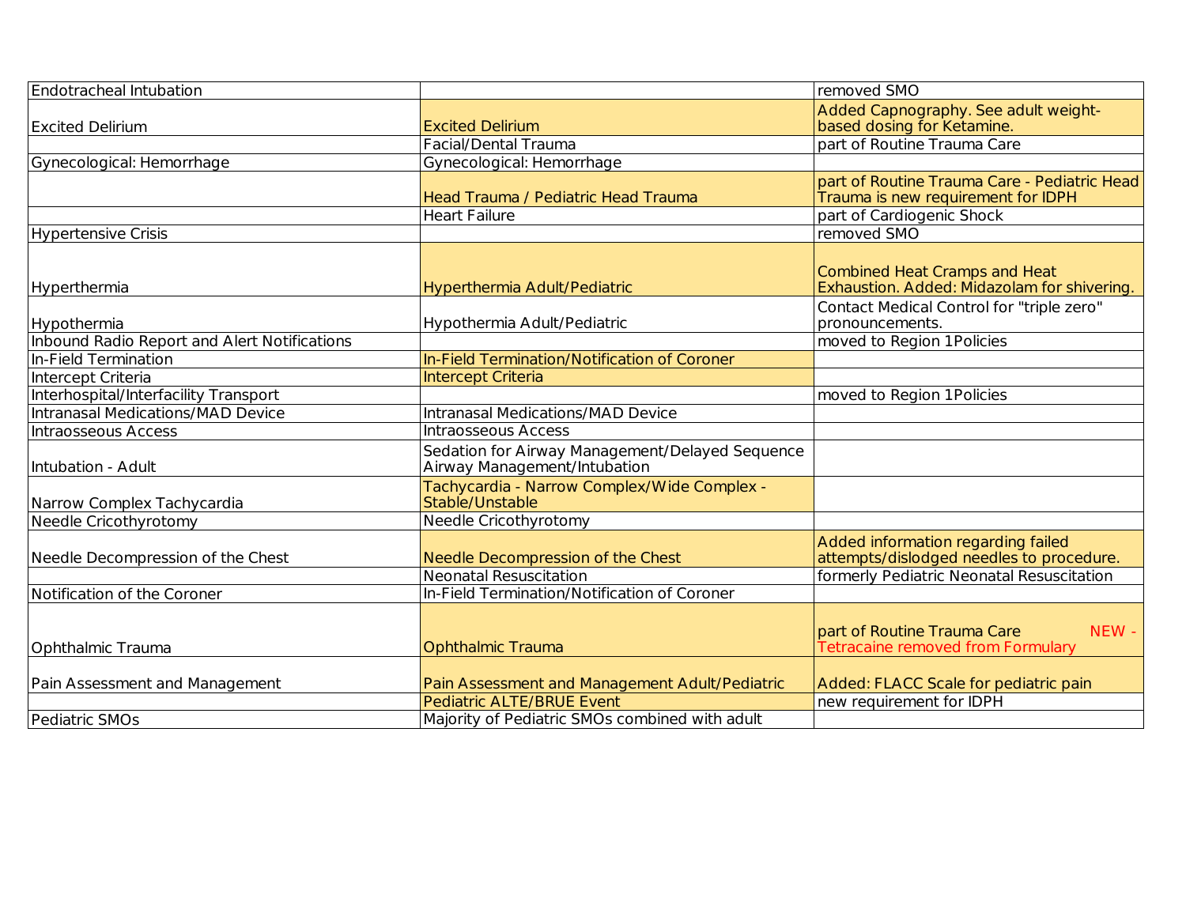| | | |
|---|---|---|
| Endotracheal Intubation | | removed SMO |
| Excited Delirium | Excited Delirium | Added Capnography. See adult weight-based dosing for Ketamine. |
| | Facial/Dental Trauma | part of Routine Trauma Care |
| Gynecological: Hemorrhage | Gynecological: Hemorrhage | |
| | Head Trauma / Pediatric Head Trauma | part of Routine Trauma Care - Pediatric Head Trauma is new requirement for IDPH |
| | Heart Failure | part of Cardiogenic Shock |
| Hypertensive Crisis | | removed SMO |
| Hyperthermia | Hyperthermia Adult/Pediatric | Combined Heat Cramps and Heat Exhaustion. Added: Midazolam for shivering. |
| Hypothermia | Hypothermia Adult/Pediatric | Contact Medical Control for "triple zero" pronouncements. |
| Inbound Radio Report and Alert Notifications | | moved to Region 1Policies |
| In-Field Termination | In-Field Termination/Notification of Coroner | |
| Intercept Criteria | Intercept Criteria | |
| Interhospital/Interfacility Transport | | moved to Region 1Policies |
| Intranasal Medications/MAD Device | Intranasal Medications/MAD Device | |
| Intraosseous Access | Intraosseous Access | |
| Intubation - Adult | Sedation for Airway Management/Delayed Sequence Airway Management/Intubation | |
| Narrow Complex Tachycardia | Tachycardia - Narrow Complex/Wide Complex - Stable/Unstable | |
| Needle Cricothyrotomy | Needle Cricothyrotomy | |
| Needle Decompression of the Chest | Needle Decompression of the Chest | Added information regarding failed attempts/dislodged needles to procedure. |
| | Neonatal Resuscitation | formerly Pediatric Neonatal Resuscitation |
| Notification of the Coroner | In-Field Termination/Notification of Coroner | |
| Ophthalmic Trauma | Ophthalmic Trauma | part of Routine Trauma Care NEW - Tetracaine removed from Formulary |
| Pain Assessment and Management | Pain Assessment and Management Adult/Pediatric | Added: FLACC Scale for pediatric pain |
| | Pediatric ALTE/BRUE Event | new requirement for IDPH |
| Pediatric SMOs | Majority of Pediatric SMOs combined with adult | |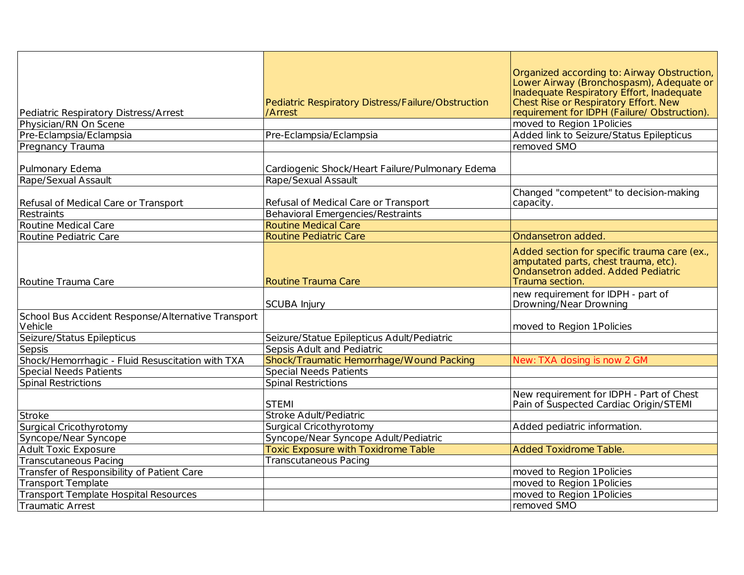| | | |
|---|---|---|
| Pediatric Respiratory Distress/Arrest | Pediatric Respiratory Distress/Failure/Obstruction /Arrest | Organized according to: Airway Obstruction, Lower Airway (Bronchospasm), Adequate or Inadequate Respiratory Effort, Inadequate Chest Rise or Respiratory Effort. New requirement for IDPH (Failure/ Obstruction). |
| Physician/RN On Scene | | moved to Region 1Policies |
| Pre-Eclampsia/Eclampsia | Pre-Eclampsia/Eclampsia | Added link to Seizure/Status Epilepticus |
| Pregnancy Trauma | | removed SMO |
| Pulmonary Edema | Cardiogenic Shock/Heart Failure/Pulmonary Edema | |
| Rape/Sexual Assault | Rape/Sexual Assault | |
| Refusal of Medical Care or Transport | Refusal of Medical Care or Transport | Changed "competent" to decision-making capacity. |
| Restraints | Behavioral Emergencies/Restraints | |
| Routine Medical Care | Routine Medical Care | |
| Routine Pediatric Care | Routine Pediatric Care | Ondansetron added. |
| Routine Trauma Care | Routine Trauma Care | Added section for specific trauma care (ex., amputated parts, chest trauma, etc). Ondansetron added. Added Pediatric Trauma section. |
| | SCUBA Injury | new requirement for IDPH - part of Drowning/Near Drowning |
| School Bus Accident Response/Alternative Transport Vehicle | | moved to Region 1Policies |
| Seizure/Status Epilepticus | Seizure/Statue Epilepticus Adult/Pediatric | |
| Sepsis | Sepsis Adult and Pediatric | |
| Shock/Hemorrhagic - Fluid Resuscitation with TXA | Shock/Traumatic Hemorrhage/Wound Packing | New: TXA dosing is now 2 GM |
| Special Needs Patients | Special Needs Patients | |
| Spinal Restrictions | Spinal Restrictions | |
| | STEMI | New requirement for IDPH - Part of Chest Pain of Suspected Cardiac Origin/STEMI |
| Stroke | Stroke Adult/Pediatric | |
| Surgical Cricothyrotomy | Surgical Cricothyrotomy | Added pediatric information. |
| Syncope/Near Syncope | Syncope/Near Syncope Adult/Pediatric | |
| Adult Toxic Exposure | Toxic Exposure with Toxidrome Table | Added Toxidrome Table. |
| Transcutaneous Pacing | Transcutaneous Pacing | |
| Transfer of Responsibility of Patient Care | | moved to Region 1Policies |
| Transport Template | | moved to Region 1Policies |
| Transport Template Hospital Resources | | moved to Region 1Policies |
| Traumatic Arrest | | removed SMO |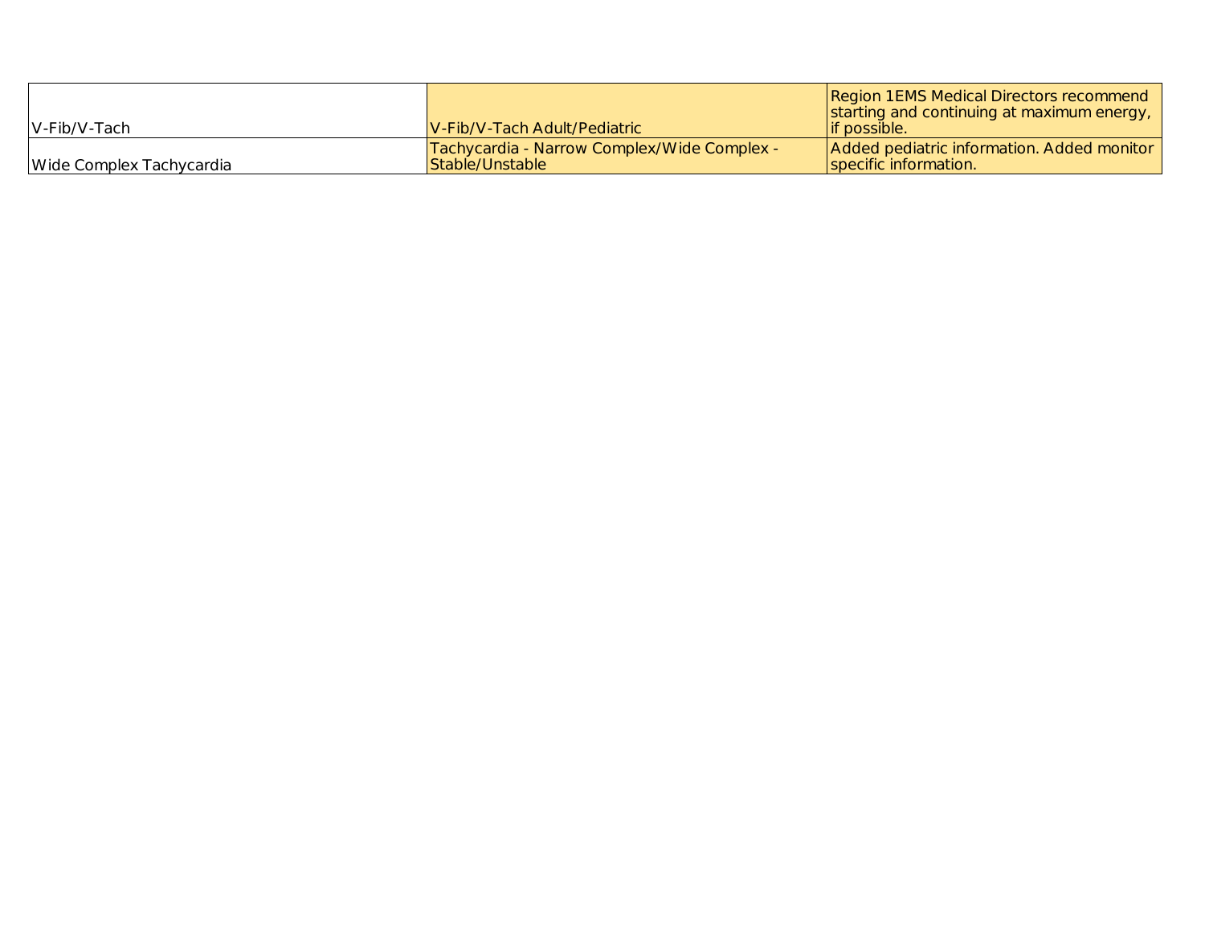| | | |
|---|---|---|
| V-Fib/V-Tach | V-Fib/V-Tach Adult/Pediatric | Region 1EMS Medical Directors recommend starting and continuing at maximum energy, if possible. |
| Wide Complex Tachycardia | Tachycardia - Narrow Complex/Wide Complex - Stable/Unstable | Added pediatric information. Added monitor specific information. |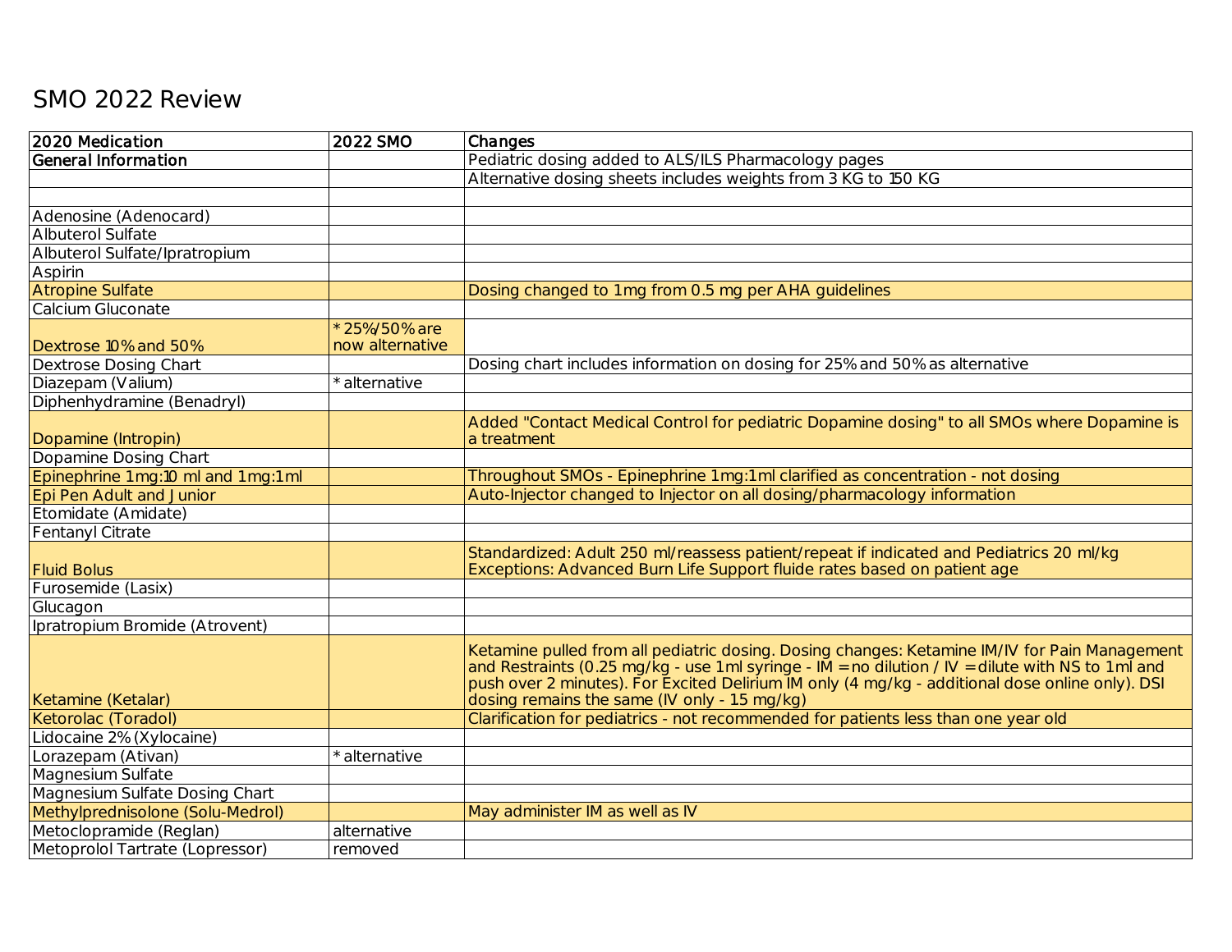# SMO 2022 Review

| 2020 Medication | 2022 SMO | Changes |
|---|---|---|
| **General Information** | | Pediatric dosing added to ALS/ILS Pharmacology pages |
| | | Alternative dosing sheets includes weights from 3 KG to 150 KG |
| | | |
| Adenosine (Adenocard) | | |
| Albuterol Sulfate | | |
| Albuterol Sulfate/Ipratropium | | |
| Aspirin | | |
| Atropine Sulfate | | Dosing changed to 1mg from 0.5 mg per AHA guidelines |
| Calcium Gluconate | | |
| Dextrose 10% and 50% | *25%/50% are now alternative | |
| Dextrose Dosing Chart | | Dosing chart includes information on dosing for 25% and 50% as alternative |
| Diazepam (Valium) | *alternative | |
| Diphenhydramine (Benadryl) | | |
| Dopamine (Intropin) | | Added "Contact Medical Control for pediatric Dopamine dosing" to all SMOs where Dopamine is a treatment |
| Dopamine Dosing Chart | | |
| Epinephrine 1mg:10 ml and 1mg:1ml | | Throughout SMOs - Epinephrine 1mg:1ml clarified as concentration - not dosing |
| Epi Pen Adult and Junior | | Auto-Injector changed to Injector on all dosing/pharmacology information |
| Etomidate (Amidate) | | |
| Fentanyl Citrate | | |
| Fluid Bolus | | Standardized: Adult 250 ml/reassess patient/repeat if indicated and Pediatrics 20 ml/kg Exceptions: Advanced Burn Life Support fluide rates based on patient age |
| Furosemide (Lasix) | | |
| Glucagon | | |
| Ipratropium Bromide (Atrovent) | | |
| Ketamine (Ketalar) | | Ketamine pulled from all pediatric dosing. Dosing changes: Ketamine IM/IV for Pain Management and Restraints (0.25 mg/kg - use 1ml syringe - IM = no dilution / IV = dilute with NS to 1ml and push over 2 minutes). For Excited Delirium IM only (4 mg/kg - additional dose online only). DSI dosing remains the same (IV only - 1.5 mg/kg) |
| Ketorolac (Toradol) | | Clarification for pediatrics - not recommended for patients less than one year old |
| Lidocaine 2% (Xylocaine) | | |
| Lorazepam (Ativan) | *alternative | |
| Magnesium Sulfate | | |
| Magnesium Sulfate Dosing Chart | | |
| Methylprednisolone (Solu-Medrol) | | May administer IM as well as IV |
| Metoclopramide (Reglan) | alternative | |
| Metoprolol Tartrate (Lopressor) | removed | |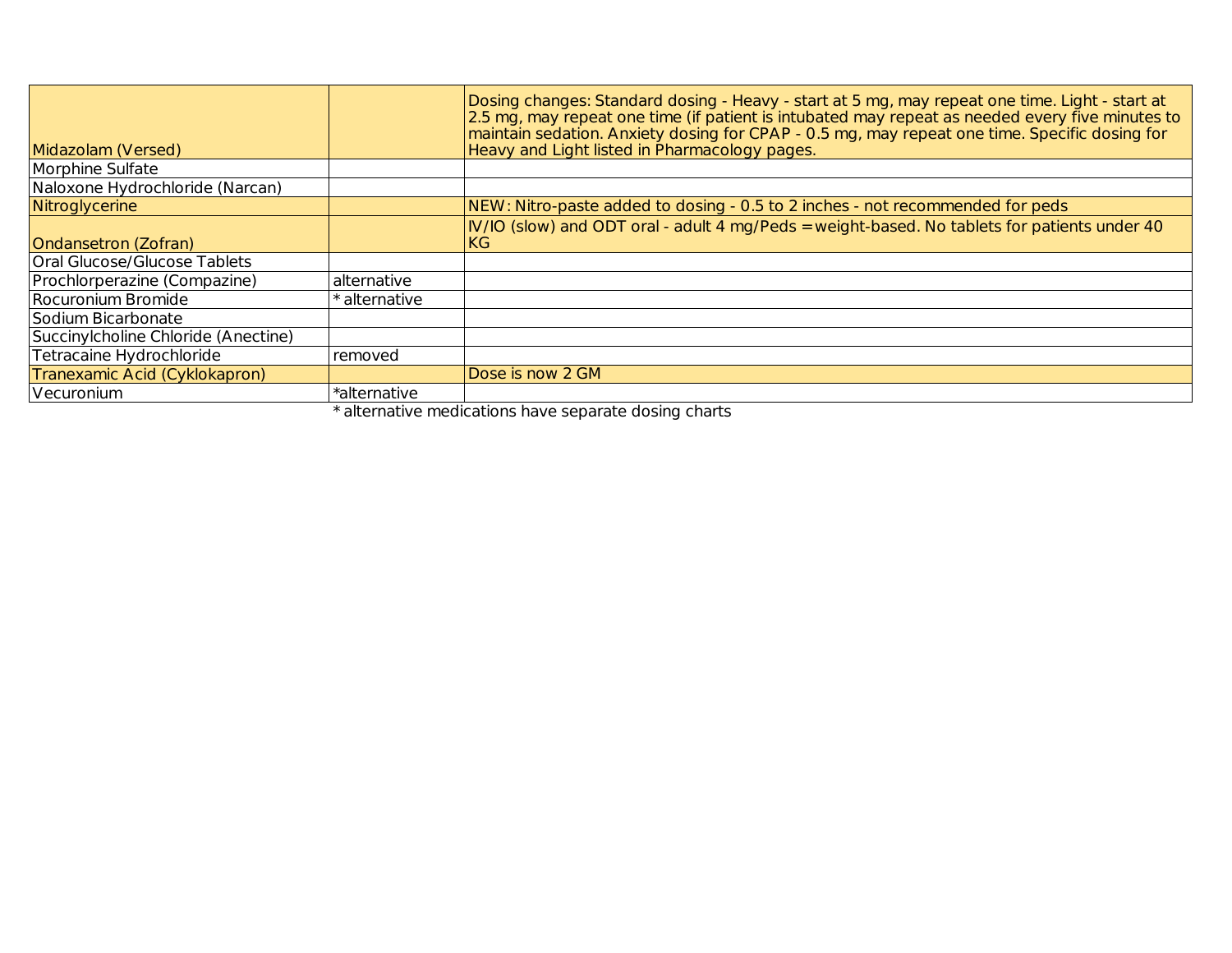| | | |
|---|---|---|
| Midazolam (Versed) | | Dosing changes: Standard dosing - Heavy - start at 5 mg, may repeat one time. Light - start at 2.5 mg, may repeat one time (if patient is intubated may repeat as needed every five minutes to maintain sedation. Anxiety dosing for CPAP - 0.5 mg, may repeat one time. Specific dosing for Heavy and Light listed in Pharmacology pages. |
| Morphine Sulfate | | |
| Naloxone Hydrochloride (Narcan) | | |
| Nitroglycerine | | NEW: Nitro-paste added to dosing - 0.5 to 2 inches - not recommended for peds |
| Ondansetron (Zofran) | | IV/IO (slow) and ODT oral - adult 4 mg/Peds = weight-based. No tablets for patients under 40 KG |
| Oral Glucose/Glucose Tablets | | |
| Prochlorperazine (Compazine) | alternative | |
| Rocuronium Bromide | * alternative | |
| Sodium Bicarbonate | | |
| Succinylcholine Chloride (Anectine) | | |
| Tetracaine Hydrochloride | removed | |
| Tranexamic Acid (Cyklokapron) | | Dose is now 2 GM |
| Vecuronium | *alternative | |

* alternative medications have separate dosing charts